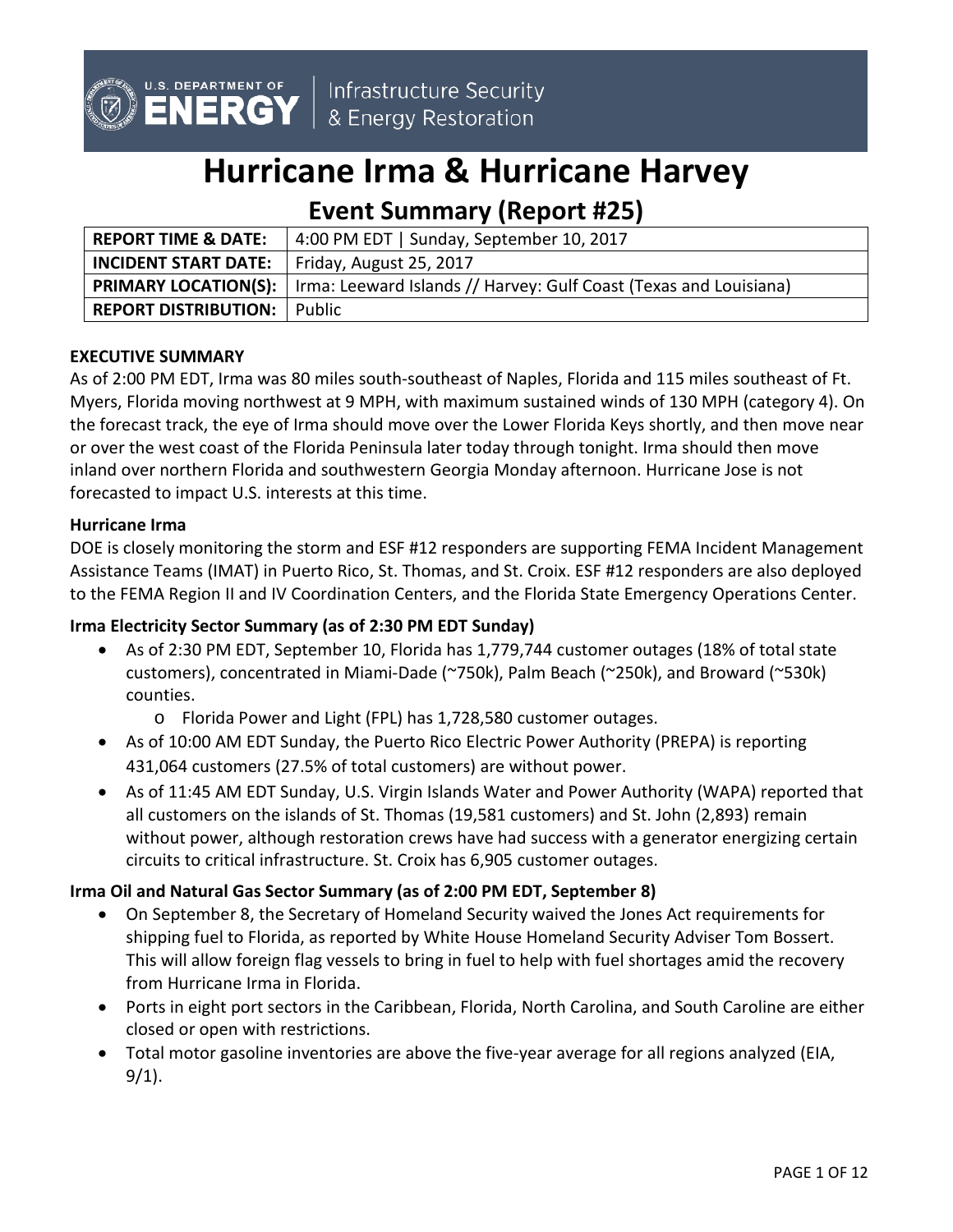# Hurricane Irma & Hurricane Harvey

## Event Summary (Report #25)

| | |
|---|---|
| **REPORT TIME & DATE:** | 4:00 PM EDT \| Sunday, September 10, 2017 |
| **INCIDENT START DATE:** | Friday, August 25, 2017 |
| **PRIMARY LOCATION(S):** | Irma: Leeward Islands // Harvey: Gulf Coast (Texas and Louisiana) |
| **REPORT DISTRIBUTION:** | Public |

**EXECUTIVE SUMMARY**

As of 2:00 PM EDT, Irma was 80 miles south-southeast of Naples, Florida and 115 miles southeast of Ft. Myers, Florida moving northwest at 9 MPH, with maximum sustained winds of 130 MPH (category 4). On the forecast track, the eye of Irma should move over the Lower Florida Keys shortly, and then move near or over the west coast of the Florida Peninsula later today through tonight. Irma should then move inland over northern Florida and southwestern Georgia Monday afternoon. Hurricane Jose is not forecasted to impact U.S. interests at this time.

**Hurricane Irma**

DOE is closely monitoring the storm and ESF #12 responders are supporting FEMA Incident Management Assistance Teams (IMAT) in Puerto Rico, St. Thomas, and St. Croix. ESF #12 responders are also deployed to the FEMA Region II and IV Coordination Centers, and the Florida State Emergency Operations Center.

**Irma Electricity Sector Summary (as of 2:30 PM EDT Sunday)**

- As of 2:30 PM EDT, September 10, Florida has 1,779,744 customer outages (18% of total state customers), concentrated in Miami-Dade (~750k), Palm Beach (~250k), and Broward (~530k) counties.
  - Florida Power and Light (FPL) has 1,728,580 customer outages.
- As of 10:00 AM EDT Sunday, the Puerto Rico Electric Power Authority (PREPA) is reporting 431,064 customers (27.5% of total customers) are without power.
- As of 11:45 AM EDT Sunday, U.S. Virgin Islands Water and Power Authority (WAPA) reported that all customers on the islands of St. Thomas (19,581 customers) and St. John (2,893) remain without power, although restoration crews have had success with a generator energizing certain circuits to critical infrastructure. St. Croix has 6,905 customer outages.

**Irma Oil and Natural Gas Sector Summary (as of 2:00 PM EDT, September 8)**

- On September 8, the Secretary of Homeland Security waived the Jones Act requirements for shipping fuel to Florida, as reported by White House Homeland Security Adviser Tom Bossert. This will allow foreign flag vessels to bring in fuel to help with fuel shortages amid the recovery from Hurricane Irma in Florida.
- Ports in eight port sectors in the Caribbean, Florida, North Carolina, and South Caroline are either closed or open with restrictions.
- Total motor gasoline inventories are above the five-year average for all regions analyzed (EIA, 9/1).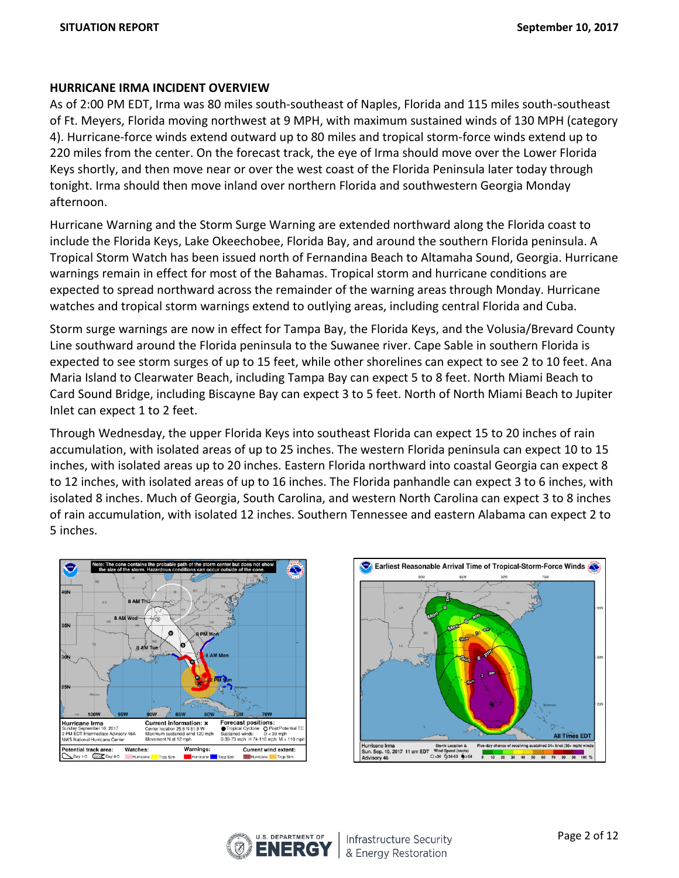## HURRICANE IRMA INCIDENT OVERVIEW

As of 2:00 PM EDT, Irma was 80 miles south-southeast of Naples, Florida and 115 miles south-southeast of Ft. Meyers, Florida moving northwest at 9 MPH, with maximum sustained winds of 130 MPH (category 4). Hurricane-force winds extend outward up to 80 miles and tropical storm-force winds extend up to 220 miles from the center. On the forecast track, the eye of Irma should move over the Lower Florida Keys shortly, and then move near or over the west coast of the Florida Peninsula later today through tonight. Irma should then move inland over northern Florida and southwestern Georgia Monday afternoon.

Hurricane Warning and the Storm Surge Warning are extended northward along the Florida coast to include the Florida Keys, Lake Okeechobee, Florida Bay, and around the southern Florida peninsula. A Tropical Storm Watch has been issued north of Fernandina Beach to Altamaha Sound, Georgia. Hurricane warnings remain in effect for most of the Bahamas. Tropical storm and hurricane conditions are expected to spread northward across the remainder of the warning areas through Monday. Hurricane watches and tropical storm warnings extend to outlying areas, including central Florida and Cuba.

Storm surge warnings are now in effect for Tampa Bay, the Florida Keys, and the Volusia/Brevard County Line southward around the Florida peninsula to the Suwanee river. Cape Sable in southern Florida is expected to see storm surges of up to 15 feet, while other shorelines can expect to see 2 to 10 feet. Ana Maria Island to Clearwater Beach, including Tampa Bay can expect 5 to 8 feet. North Miami Beach to Card Sound Bridge, including Biscayne Bay can expect 3 to 5 feet. North of North Miami Beach to Jupiter Inlet can expect 1 to 2 feet.

Through Wednesday, the upper Florida Keys into southeast Florida can expect 15 to 20 inches of rain accumulation, with isolated areas of up to 25 inches. The western Florida peninsula can expect 10 to 15 inches, with isolated areas up to 20 inches. Eastern Florida northward into coastal Georgia can expect 8 to 12 inches, with isolated areas of up to 16 inches. The Florida panhandle can expect 3 to 6 inches, with isolated 8 inches. Much of Georgia, South Carolina, and western North Carolina can expect 3 to 8 inches of rain accumulation, with isolated 12 inches. Southern Tennessee and eastern Alabama can expect 2 to 5 inches.

Note: The cone contains the probable path of the storm center but does not show the size of the storm. Hazardous conditions can occur outside of the cone.

Hurricane Irma
Sunday September 10, 2017
2 PM EDT Intermediate Advisory 46A
NWS National Hurricane Center

Current information: x
Center location 25.8 N 81.8 W
Maximum sustained wind 120 mph
Movement N at 12 mph

Forecast positions:
Tropical Cyclone / Post/Potential TC
Sustained winds: D < 39 mph
S 39-73 mph H 74-110 mph M > 110 mph

Potential track area: Day 1-3 / Day 4-5
Watches: Hurricane / Trop Stm
Warnings: Hurricane / Trop Stm
Current wind extent: Hurricane / Trop Stm

Earliest Reasonable Arrival Time of Tropical-Storm-Force Winds

All Times EDT

Hurricane Irma
Sun. Sep. 10, 2017 11 am EDT
Advisory 46

Storm Location & Wind Speed (knots): <34, 34-63, ≥64

Five-day chance of receiving sustained 34+ knot (39+ mph) winds: 5 10 20 30 40 50 60 70 80 90 100 %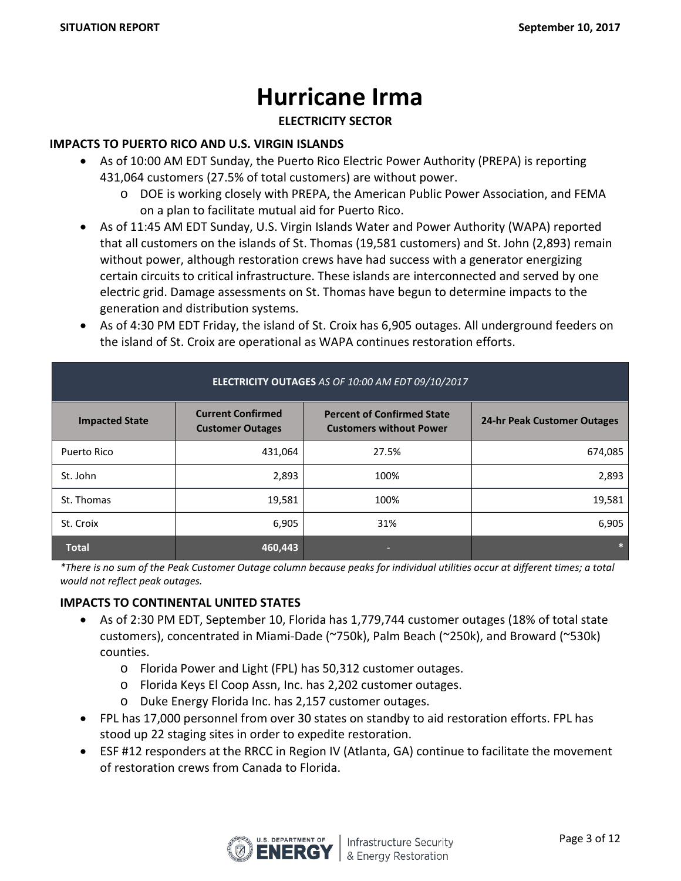# Hurricane Irma

**ELECTRICITY SECTOR**

### IMPACTS TO PUERTO RICO AND U.S. VIRGIN ISLANDS

- As of 10:00 AM EDT Sunday, the Puerto Rico Electric Power Authority (PREPA) is reporting 431,064 customers (27.5% of total customers) are without power.
  - DOE is working closely with PREPA, the American Public Power Association, and FEMA on a plan to facilitate mutual aid for Puerto Rico.
- As of 11:45 AM EDT Sunday, U.S. Virgin Islands Water and Power Authority (WAPA) reported that all customers on the islands of St. Thomas (19,581 customers) and St. John (2,893) remain without power, although restoration crews have had success with a generator energizing certain circuits to critical infrastructure. These islands are interconnected and served by one electric grid. Damage assessments on St. Thomas have begun to determine impacts to the generation and distribution systems.
- As of 4:30 PM EDT Friday, the island of St. Croix has 6,905 outages. All underground feeders on the island of St. Croix are operational as WAPA continues restoration efforts.

**ELECTRICITY OUTAGES** *AS OF 10:00 AM EDT 09/10/2017*

| Impacted State | Current Confirmed Customer Outages | Percent of Confirmed State Customers without Power | 24-hr Peak Customer Outages |
|---|---|---|---|
| Puerto Rico | 431,064 | 27.5% | 674,085 |
| St. John | 2,893 | 100% | 2,893 |
| St. Thomas | 19,581 | 100% | 19,581 |
| St. Croix | 6,905 | 31% | 6,905 |
| **Total** | **460,443** | - | * |

*\*There is no sum of the Peak Customer Outage column because peaks for individual utilities occur at different times; a total would not reflect peak outages.*

### IMPACTS TO CONTINENTAL UNITED STATES

- As of 2:30 PM EDT, September 10, Florida has 1,779,744 customer outages (18% of total state customers), concentrated in Miami-Dade (~750k), Palm Beach (~250k), and Broward (~530k) counties.
  - Florida Power and Light (FPL) has 50,312 customer outages.
  - Florida Keys El Coop Assn, Inc. has 2,202 customer outages.
  - Duke Energy Florida Inc. has 2,157 customer outages.
- FPL has 17,000 personnel from over 30 states on standby to aid restoration efforts. FPL has stood up 22 staging sites in order to expedite restoration.
- ESF #12 responders at the RRCC in Region IV (Atlanta, GA) continue to facilitate the movement of restoration crews from Canada to Florida.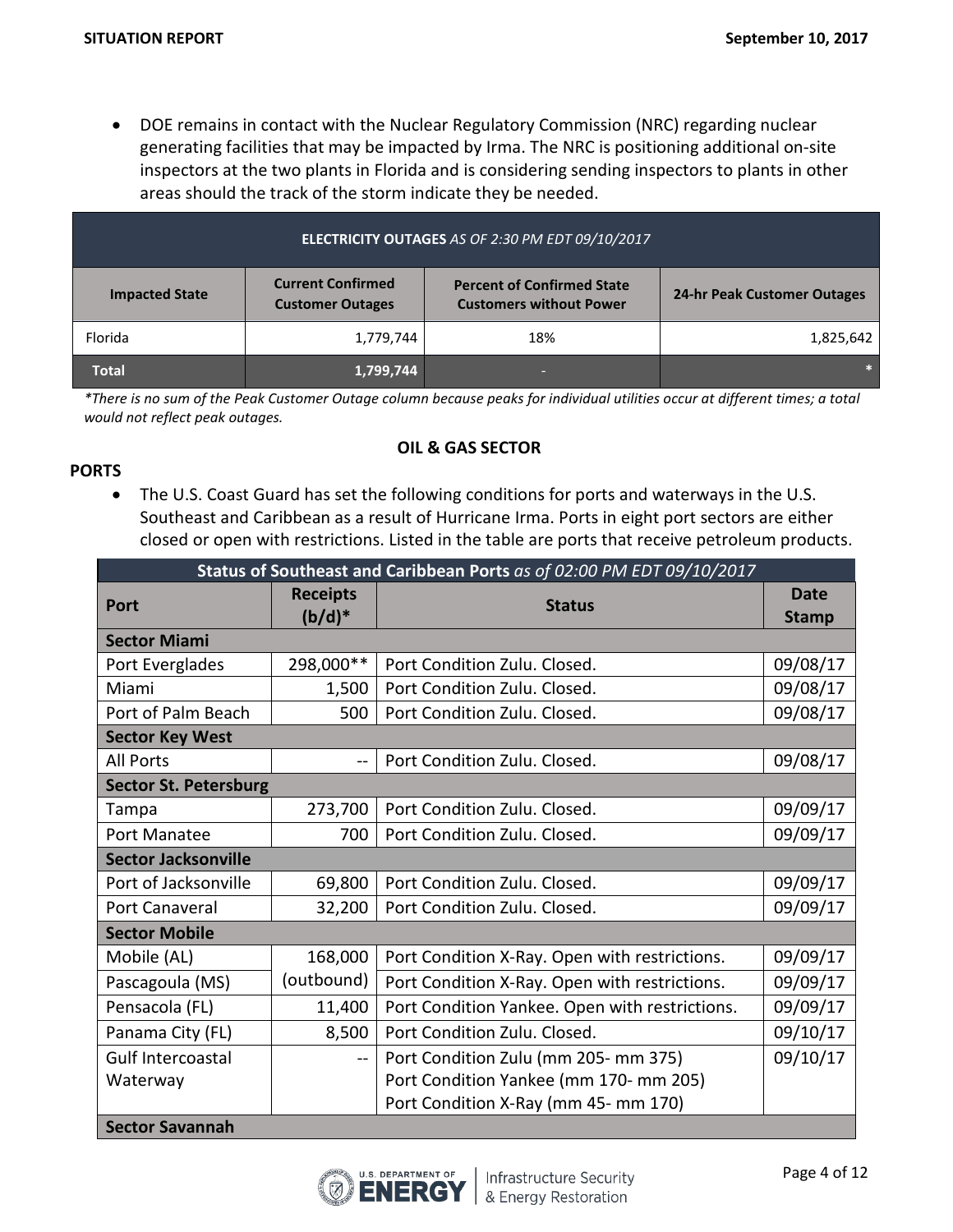- DOE remains in contact with the Nuclear Regulatory Commission (NRC) regarding nuclear generating facilities that may be impacted by Irma. The NRC is positioning additional on-site inspectors at the two plants in Florida and is considering sending inspectors to plants in other areas should the track of the storm indicate they be needed.

| **ELECTRICITY OUTAGES** *AS OF 2:30 PM EDT 09/10/2017* | | | |
|---|---|---|---|
| **Impacted State** | **Current Confirmed Customer Outages** | **Percent of Confirmed State Customers without Power** | **24-hr Peak Customer Outages** |
| Florida | 1,779,744 | 18% | 1,825,642 |
| **Total** | **1,799,744** | - | * |

*\*There is no sum of the Peak Customer Outage column because peaks for individual utilities occur at different times; a total would not reflect peak outages.*

## OIL & GAS SECTOR

### PORTS

- The U.S. Coast Guard has set the following conditions for ports and waterways in the U.S. Southeast and Caribbean as a result of Hurricane Irma. Ports in eight port sectors are either closed or open with restrictions. Listed in the table are ports that receive petroleum products.

| **Status of Southeast and Caribbean Ports** *as of 02:00 PM EDT 09/10/2017* | | | |
|---|---|---|---|
| **Port** | **Receipts (b/d)*** | **Status** | **Date Stamp** |
| **Sector Miami** | | | |
| Port Everglades | 298,000** | Port Condition Zulu. Closed. | 09/08/17 |
| Miami | 1,500 | Port Condition Zulu. Closed. | 09/08/17 |
| Port of Palm Beach | 500 | Port Condition Zulu. Closed. | 09/08/17 |
| **Sector Key West** | | | |
| All Ports | -- | Port Condition Zulu. Closed. | 09/08/17 |
| **Sector St. Petersburg** | | | |
| Tampa | 273,700 | Port Condition Zulu. Closed. | 09/09/17 |
| Port Manatee | 700 | Port Condition Zulu. Closed. | 09/09/17 |
| **Sector Jacksonville** | | | |
| Port of Jacksonville | 69,800 | Port Condition Zulu. Closed. | 09/09/17 |
| Port Canaveral | 32,200 | Port Condition Zulu. Closed. | 09/09/17 |
| **Sector Mobile** | | | |
| Mobile (AL) | 168,000 (outbound) | Port Condition X-Ray. Open with restrictions. | 09/09/17 |
| Pascagoula (MS) | | Port Condition X-Ray. Open with restrictions. | 09/09/17 |
| Pensacola (FL) | 11,400 | Port Condition Yankee. Open with restrictions. | 09/09/17 |
| Panama City (FL) | 8,500 | Port Condition Zulu. Closed. | 09/10/17 |
| Gulf Intercoastal Waterway | -- | Port Condition Zulu (mm 205- mm 375)<br>Port Condition Yankee (mm 170- mm 205)<br>Port Condition X-Ray (mm 45- mm 170) | 09/10/17 |
| **Sector Savannah** | | | |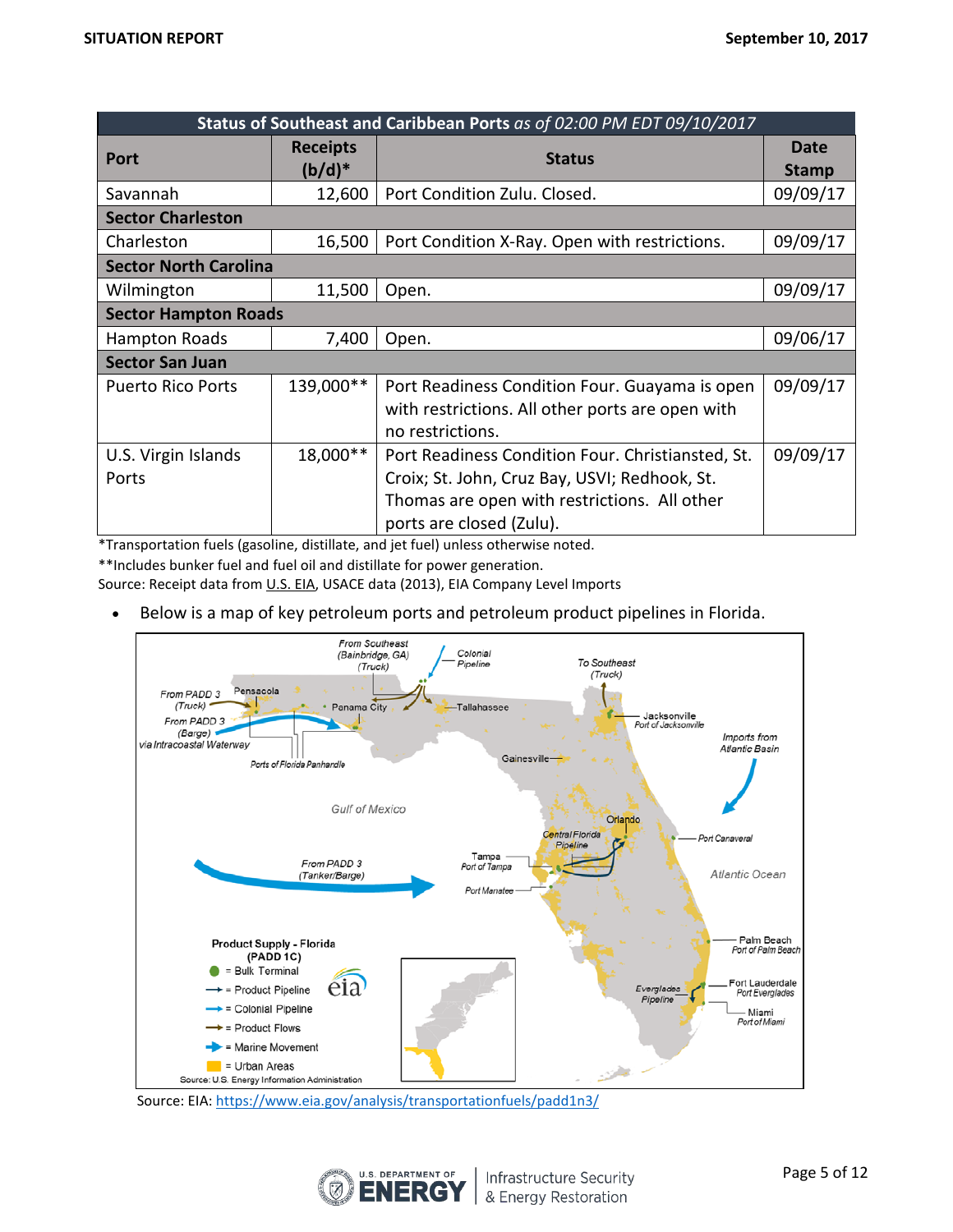| Status of Southeast and Caribbean Ports *as of 02:00 PM EDT 09/10/2017* | | | |
|---|---|---|---|
| **Port** | **Receipts (b/d)*** | **Status** | **Date Stamp** |
| Savannah | 12,600 | Port Condition Zulu. Closed. | 09/09/17 |
| **Sector Charleston** | | | |
| Charleston | 16,500 | Port Condition X-Ray. Open with restrictions. | 09/09/17 |
| **Sector North Carolina** | | | |
| Wilmington | 11,500 | Open. | 09/09/17 |
| **Sector Hampton Roads** | | | |
| Hampton Roads | 7,400 | Open. | 09/06/17 |
| **Sector San Juan** | | | |
| Puerto Rico Ports | 139,000** | Port Readiness Condition Four. Guayama is open with restrictions. All other ports are open with no restrictions. | 09/09/17 |
| U.S. Virgin Islands Ports | 18,000** | Port Readiness Condition Four. Christiansted, St. Croix; St. John, Cruz Bay, USVI; Redhook, St. Thomas are open with restrictions. All other ports are closed (Zulu). | 09/09/17 |

*Transportation fuels (gasoline, distillate, and jet fuel) unless otherwise noted.

**Includes bunker fuel and fuel oil and distillate for power generation.

Source: Receipt data from U.S. EIA, USACE data (2013), EIA Company Level Imports

- Below is a map of key petroleum ports and petroleum product pipelines in Florida.

From Southeast (Bainbridge, GA) (Truck)
Colonial Pipeline
To Southeast (Truck)
From PADD 3 (Truck)
Pensacola
Panama City
Tallahassee
Jacksonville
Port of Jacksonville
From PADD 3 (Barge) via Intracoastal Waterway
Ports of Florida Panhandle
Imports from Atlantic Basin
Gainesville
Gulf of Mexico
Orlando
Central Florida Pipeline
Port Canaveral
Tampa
Port of Tampa
From PADD 3 (Tanker/Barge)
Port Manatee
Atlantic Ocean
Palm Beach
Port of Palm Beach
Product Supply - Florida (PADD 1C)
= Bulk Terminal
= Product Pipeline
= Colonial Pipeline
= Product Flows
= Marine Movement
= Urban Areas
Source: U.S. Energy Information Administration
Everglades Pipeline
Fort Lauderdale
Port Everglades
Miami
Port of Miami

Source: EIA: https://www.eia.gov/analysis/transportationfuels/padd1n3/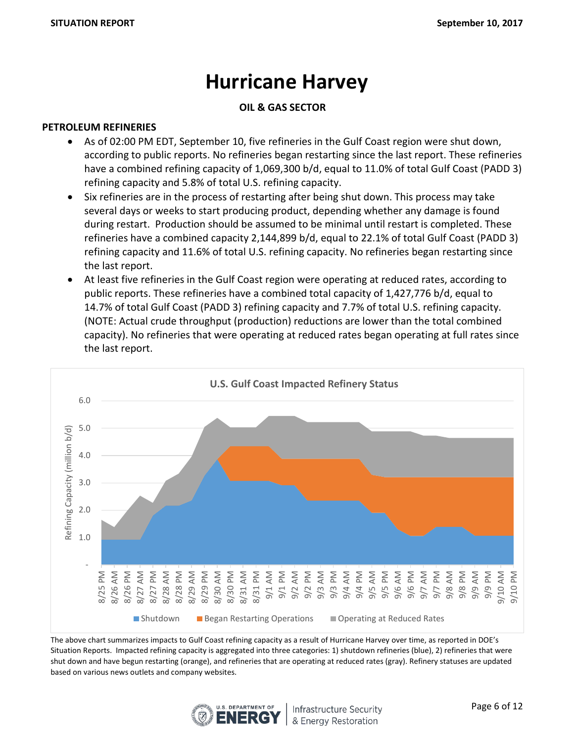# Hurricane Harvey

**OIL & GAS SECTOR**

## PETROLEUM REFINERIES

- As of 02:00 PM EDT, September 10, five refineries in the Gulf Coast region were shut down, according to public reports. No refineries began restarting since the last report. These refineries have a combined refining capacity of 1,069,300 b/d, equal to 11.0% of total Gulf Coast (PADD 3) refining capacity and 5.8% of total U.S. refining capacity.
- Six refineries are in the process of restarting after being shut down. This process may take several days or weeks to start producing product, depending whether any damage is found during restart. Production should be assumed to be minimal until restart is completed. These refineries have a combined capacity 2,144,899 b/d, equal to 22.1% of total Gulf Coast (PADD 3) refining capacity and 11.6% of total U.S. refining capacity. No refineries began restarting since the last report.
- At least five refineries in the Gulf Coast region were operating at reduced rates, according to public reports. These refineries have a combined total capacity of 1,427,776 b/d, equal to 14.7% of total Gulf Coast (PADD 3) refining capacity and 7.7% of total U.S. refining capacity. (NOTE: Actual crude throughput (production) reductions are lower than the total combined capacity). No refineries that were operating at reduced rates began operating at full rates since the last report.

U.S. Gulf Coast Impacted Refinery Status

Refining Capacity (million b/d)

6.0
5.0
4.0
3.0
2.0
1.0
-

8/25 PM, 8/26 AM, 8/26 PM, 8/27 AM, 8/27 PM, 8/28 AM, 8/28 PM, 8/29 AM, 8/29 PM, 8/30 AM, 8/30 PM, 8/31 AM, 8/31 PM, 9/1 AM, 9/1 PM, 9/2 AM, 9/2 PM, 9/3 AM, 9/3 PM, 9/4 AM, 9/4 PM, 9/5 AM, 9/5 PM, 9/6 AM, 9/6 PM, 9/7 AM, 9/7 PM, 9/8 AM, 9/8 PM, 9/9 AM, 9/9 PM, 9/10 AM, 9/10 PM

Shutdown | Began Restarting Operations | Operating at Reduced Rates

The above chart summarizes impacts to Gulf Coast refining capacity as a result of Hurricane Harvey over time, as reported in DOE's Situation Reports. Impacted refining capacity is aggregated into three categories: 1) shutdown refineries (blue), 2) refineries that were shut down and have begun restarting (orange), and refineries that are operating at reduced rates (gray). Refinery statuses are updated based on various news outlets and company websites.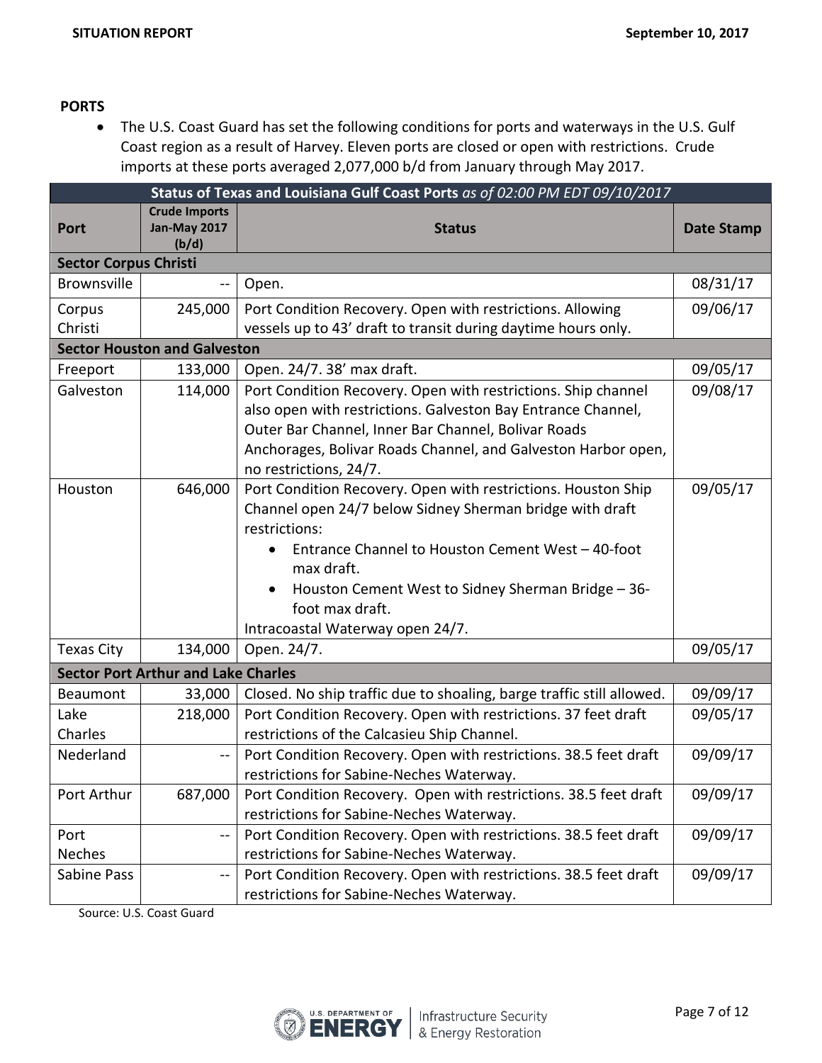**PORTS**

- The U.S. Coast Guard has set the following conditions for ports and waterways in the U.S. Gulf Coast region as a result of Harvey. Eleven ports are closed or open with restrictions. Crude imports at these ports averaged 2,077,000 b/d from January through May 2017.

| Status of Texas and Louisiana Gulf Coast Ports *as of 02:00 PM EDT 09/10/2017* | | | |
|---|---|---|---|
| **Port** | **Crude Imports Jan-May 2017 (b/d)** | **Status** | **Date Stamp** |
| **Sector Corpus Christi** | | | |
| Brownsville | -- | Open. | 08/31/17 |
| Corpus Christi | 245,000 | Port Condition Recovery. Open with restrictions. Allowing vessels up to 43' draft to transit during daytime hours only. | 09/06/17 |
| **Sector Houston and Galveston** | | | |
| Freeport | 133,000 | Open. 24/7. 38' max draft. | 09/05/17 |
| Galveston | 114,000 | Port Condition Recovery. Open with restrictions. Ship channel also open with restrictions. Galveston Bay Entrance Channel, Outer Bar Channel, Inner Bar Channel, Bolivar Roads Anchorages, Bolivar Roads Channel, and Galveston Harbor open, no restrictions, 24/7. | 09/08/17 |
| Houston | 646,000 | Port Condition Recovery. Open with restrictions. Houston Ship Channel open 24/7 below Sidney Sherman bridge with draft restrictions: • Entrance Channel to Houston Cement West – 40-foot max draft. • Houston Cement West to Sidney Sherman Bridge – 36-foot max draft. Intracoastal Waterway open 24/7. | 09/05/17 |
| Texas City | 134,000 | Open. 24/7. | 09/05/17 |
| **Sector Port Arthur and Lake Charles** | | | |
| Beaumont | 33,000 | Closed. No ship traffic due to shoaling, barge traffic still allowed. | 09/09/17 |
| Lake Charles | 218,000 | Port Condition Recovery. Open with restrictions. 37 feet draft restrictions of the Calcasieu Ship Channel. | 09/05/17 |
| Nederland | -- | Port Condition Recovery. Open with restrictions. 38.5 feet draft restrictions for Sabine-Neches Waterway. | 09/09/17 |
| Port Arthur | 687,000 | Port Condition Recovery. Open with restrictions. 38.5 feet draft restrictions for Sabine-Neches Waterway. | 09/09/17 |
| Port Neches | -- | Port Condition Recovery. Open with restrictions. 38.5 feet draft restrictions for Sabine-Neches Waterway. | 09/09/17 |
| Sabine Pass | -- | Port Condition Recovery. Open with restrictions. 38.5 feet draft restrictions for Sabine-Neches Waterway. | 09/09/17 |

Source: U.S. Coast Guard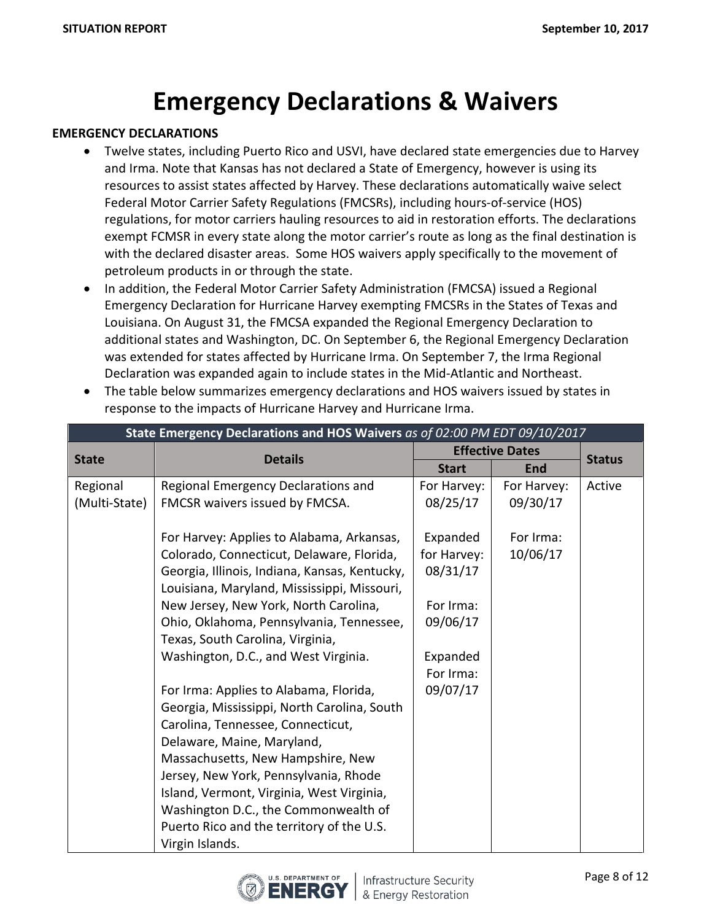# Emergency Declarations & Waivers

**EMERGENCY DECLARATIONS**

- Twelve states, including Puerto Rico and USVI, have declared state emergencies due to Harvey and Irma. Note that Kansas has not declared a State of Emergency, however is using its resources to assist states affected by Harvey. These declarations automatically waive select Federal Motor Carrier Safety Regulations (FMCSRs), including hours-of-service (HOS) regulations, for motor carriers hauling resources to aid in restoration efforts. The declarations exempt FCMSR in every state along the motor carrier's route as long as the final destination is with the declared disaster areas. Some HOS waivers apply specifically to the movement of petroleum products in or through the state.
- In addition, the Federal Motor Carrier Safety Administration (FMCSA) issued a Regional Emergency Declaration for Hurricane Harvey exempting FMCSRs in the States of Texas and Louisiana. On August 31, the FMCSA expanded the Regional Emergency Declaration to additional states and Washington, DC. On September 6, the Regional Emergency Declaration was extended for states affected by Hurricane Irma. On September 7, the Irma Regional Declaration was expanded again to include states in the Mid-Atlantic and Northeast.
- The table below summarizes emergency declarations and HOS waivers issued by states in response to the impacts of Hurricane Harvey and Hurricane Irma.

**State Emergency Declarations and HOS Waivers** *as of 02:00 PM EDT 09/10/2017*

| State | Details | Effective Dates | | Status |
|---|---|---|---|---|
| | | Start | End | |
| Regional (Multi-State) | Regional Emergency Declarations and FMCSR waivers issued by FMCSA.<br><br>For Harvey: Applies to Alabama, Arkansas, Colorado, Connecticut, Delaware, Florida, Georgia, Illinois, Indiana, Kansas, Kentucky, Louisiana, Maryland, Mississippi, Missouri, New Jersey, New York, North Carolina, Ohio, Oklahoma, Pennsylvania, Tennessee, Texas, South Carolina, Virginia, Washington, D.C., and West Virginia.<br><br>For Irma: Applies to Alabama, Florida, Georgia, Mississippi, North Carolina, South Carolina, Tennessee, Connecticut, Delaware, Maine, Maryland, Massachusetts, New Hampshire, New Jersey, New York, Pennsylvania, Rhode Island, Vermont, Virginia, West Virginia, Washington D.C., the Commonwealth of Puerto Rico and the territory of the U.S. Virgin Islands. | For Harvey: 08/25/17<br><br>Expanded for Harvey: 08/31/17<br><br>For Irma: 09/06/17<br><br>Expanded For Irma: 09/07/17 | For Harvey: 09/30/17<br><br>For Irma: 10/06/17 | Active |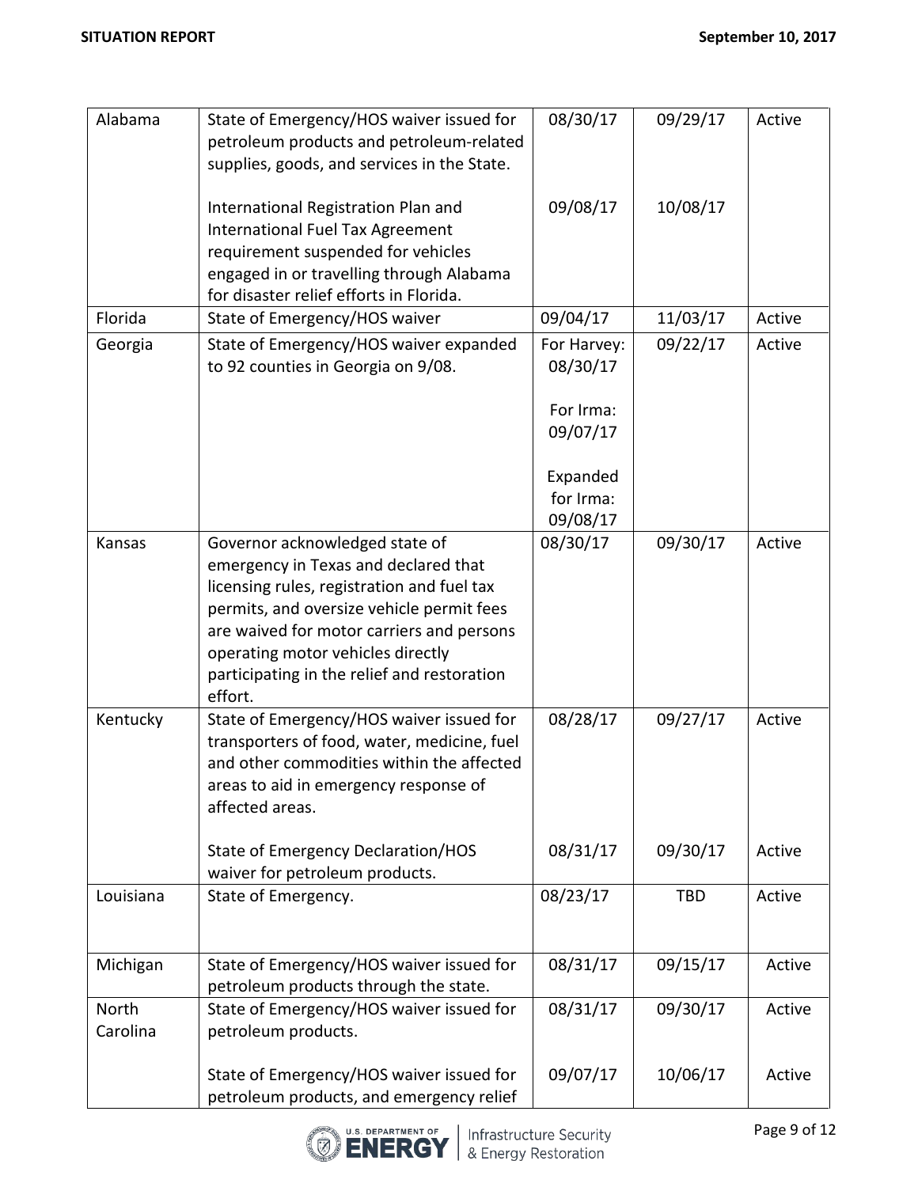| | | | | |
|---|---|---|---|---|
| Alabama | State of Emergency/HOS waiver issued for petroleum products and petroleum-related supplies, goods, and services in the State.<br><br>International Registration Plan and International Fuel Tax Agreement requirement suspended for vehicles engaged in or travelling through Alabama for disaster relief efforts in Florida. | 08/30/17<br><br>09/08/17 | 09/29/17<br><br>10/08/17 | Active |
| Florida | State of Emergency/HOS waiver | 09/04/17 | 11/03/17 | Active |
| Georgia | State of Emergency/HOS waiver expanded to 92 counties in Georgia on 9/08. | For Harvey: 08/30/17<br><br>For Irma: 09/07/17<br><br>Expanded for Irma: 09/08/17 | 09/22/17 | Active |
| Kansas | Governor acknowledged state of emergency in Texas and declared that licensing rules, registration and fuel tax permits, and oversize vehicle permit fees are waived for motor carriers and persons operating motor vehicles directly participating in the relief and restoration effort. | 08/30/17 | 09/30/17 | Active |
| Kentucky | State of Emergency/HOS waiver issued for transporters of food, water, medicine, fuel and other commodities within the affected areas to aid in emergency response of affected areas.<br><br>State of Emergency Declaration/HOS waiver for petroleum products. | 08/28/17<br><br>08/31/17 | 09/27/17<br><br>09/30/17 | Active<br><br>Active |
| Louisiana | State of Emergency. | 08/23/17 | TBD | Active |
| Michigan | State of Emergency/HOS waiver issued for petroleum products through the state. | 08/31/17 | 09/15/17 | Active |
| North Carolina | State of Emergency/HOS waiver issued for petroleum products.<br><br>State of Emergency/HOS waiver issued for petroleum products, and emergency relief | 08/31/17<br><br>09/07/17 | 09/30/17<br><br>10/06/17 | Active<br><br>Active |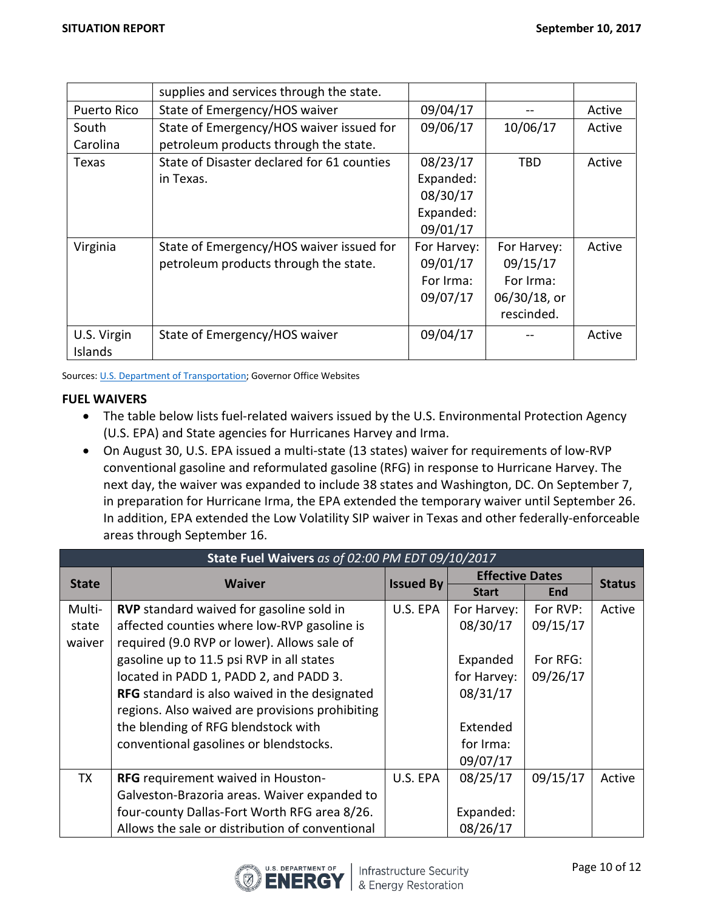| | | | | |
|---|---|---|---|---|
| | supplies and services through the state. | | | |
| Puerto Rico | State of Emergency/HOS waiver | 09/04/17 | -- | Active |
| South Carolina | State of Emergency/HOS waiver issued for petroleum products through the state. | 09/06/17 | 10/06/17 | Active |
| Texas | State of Disaster declared for 61 counties in Texas. | 08/23/17 Expanded: 08/30/17 Expanded: 09/01/17 | TBD | Active |
| Virginia | State of Emergency/HOS waiver issued for petroleum products through the state. | For Harvey: 09/01/17 For Irma: 09/07/17 | For Harvey: 09/15/17 For Irma: 06/30/18, or rescinded. | Active |
| U.S. Virgin Islands | State of Emergency/HOS waiver | 09/04/17 | -- | Active |

Sources: U.S. Department of Transportation; Governor Office Websites

## FUEL WAIVERS

- The table below lists fuel-related waivers issued by the U.S. Environmental Protection Agency (U.S. EPA) and State agencies for Hurricanes Harvey and Irma.
- On August 30, U.S. EPA issued a multi-state (13 states) waiver for requirements of low-RVP conventional gasoline and reformulated gasoline (RFG) in response to Hurricane Harvey. The next day, the waiver was expanded to include 38 states and Washington, DC. On September 7, in preparation for Hurricane Irma, the EPA extended the temporary waiver until September 26. In addition, EPA extended the Low Volatility SIP waiver in Texas and other federally-enforceable areas through September 16.

**State Fuel Waivers** *as of 02:00 PM EDT 09/10/2017*

| State | Waiver | Issued By | Effective Dates | | Status |
|---|---|---|---|---|---|
| | | | Start | End | |
| Multi-state waiver | **RVP** standard waived for gasoline sold in affected counties where low-RVP gasoline is required (9.0 RVP or lower). Allows sale of gasoline up to 11.5 psi RVP in all states located in PADD 1, PADD 2, and PADD 3. **RFG** standard is also waived in the designated regions. Also waived are provisions prohibiting the blending of RFG blendstock with conventional gasolines or blendstocks. | U.S. EPA | For Harvey: 08/30/17 Expanded for Harvey: 08/31/17 Extended for Irma: 09/07/17 | For RVP: 09/15/17 For RFG: 09/26/17 | Active |
| TX | **RFG** requirement waived in Houston-Galveston-Brazoria areas. Waiver expanded to four-county Dallas-Fort Worth RFG area 8/26. Allows the sale or distribution of conventional | U.S. EPA | 08/25/17 Expanded: 08/26/17 | 09/15/17 | Active |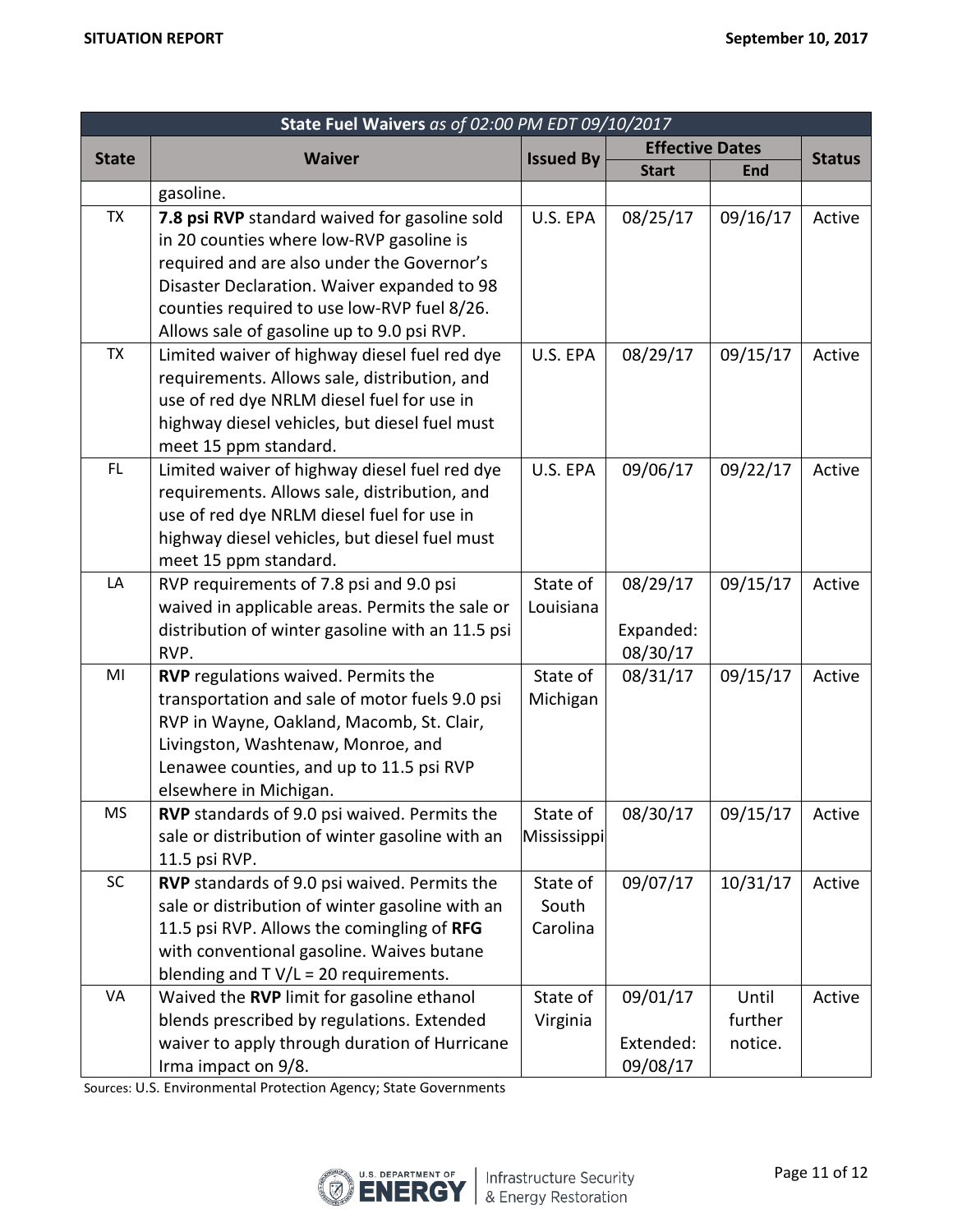| State Fuel Waivers *as of 02:00 PM EDT 09/10/2017* | | | | | |
|---|---|---|---|---|---|
| **State** | **Waiver** | **Issued By** | **Effective Dates** | | **Status** |
| | | | **Start** | **End** | |
| | gasoline. | | | | |
| TX | **7.8 psi RVP** standard waived for gasoline sold in 20 counties where low-RVP gasoline is required and are also under the Governor's Disaster Declaration. Waiver expanded to 98 counties required to use low-RVP fuel 8/26. Allows sale of gasoline up to 9.0 psi RVP. | U.S. EPA | 08/25/17 | 09/16/17 | Active |
| TX | Limited waiver of highway diesel fuel red dye requirements. Allows sale, distribution, and use of red dye NRLM diesel fuel for use in highway diesel vehicles, but diesel fuel must meet 15 ppm standard. | U.S. EPA | 08/29/17 | 09/15/17 | Active |
| FL | Limited waiver of highway diesel fuel red dye requirements. Allows sale, distribution, and use of red dye NRLM diesel fuel for use in highway diesel vehicles, but diesel fuel must meet 15 ppm standard. | U.S. EPA | 09/06/17 | 09/22/17 | Active |
| LA | RVP requirements of 7.8 psi and 9.0 psi waived in applicable areas. Permits the sale or distribution of winter gasoline with an 11.5 psi RVP. | State of Louisiana | 08/29/17 Expanded: 08/30/17 | 09/15/17 | Active |
| MI | **RVP** regulations waived. Permits the transportation and sale of motor fuels 9.0 psi RVP in Wayne, Oakland, Macomb, St. Clair, Livingston, Washtenaw, Monroe, and Lenawee counties, and up to 11.5 psi RVP elsewhere in Michigan. | State of Michigan | 08/31/17 | 09/15/17 | Active |
| MS | **RVP** standards of 9.0 psi waived. Permits the sale or distribution of winter gasoline with an 11.5 psi RVP. | State of Mississippi | 08/30/17 | 09/15/17 | Active |
| SC | **RVP** standards of 9.0 psi waived. Permits the sale or distribution of winter gasoline with an 11.5 psi RVP. Allows the comingling of **RFG** with conventional gasoline. Waives butane blending and T V/L = 20 requirements. | State of South Carolina | 09/07/17 | 10/31/17 | Active |
| VA | Waived the **RVP** limit for gasoline ethanol blends prescribed by regulations. Extended waiver to apply through duration of Hurricane Irma impact on 9/8. | State of Virginia | 09/01/17 Extended: 09/08/17 | Until further notice. | Active |

Sources: U.S. Environmental Protection Agency; State Governments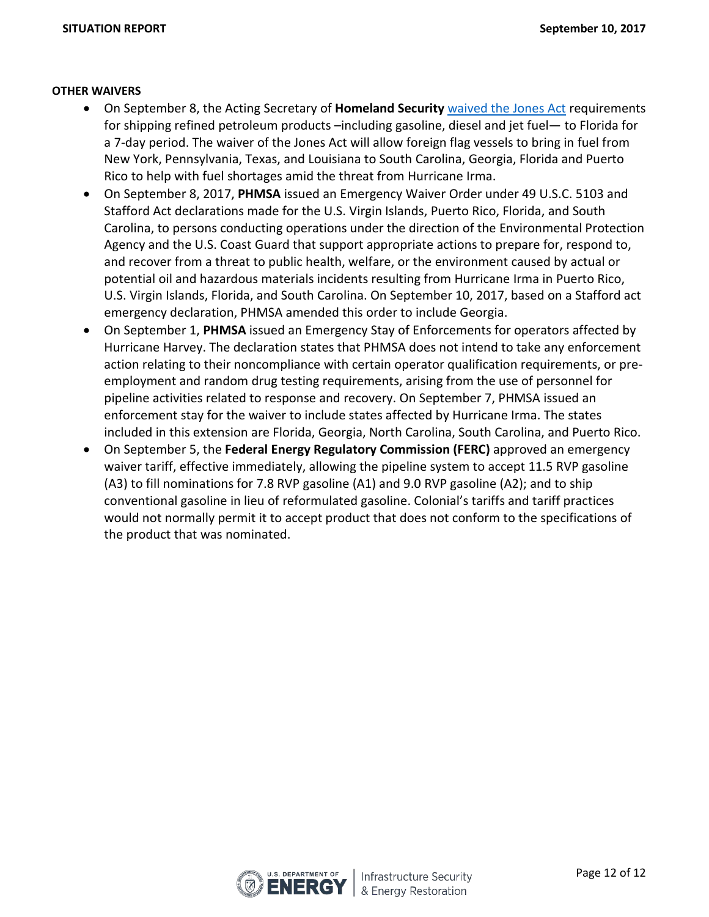**OTHER WAIVERS**

- On September 8, the Acting Secretary of **Homeland Security** waived the Jones Act requirements for shipping refined petroleum products –including gasoline, diesel and jet fuel— to Florida for a 7-day period. The waiver of the Jones Act will allow foreign flag vessels to bring in fuel from New York, Pennsylvania, Texas, and Louisiana to South Carolina, Georgia, Florida and Puerto Rico to help with fuel shortages amid the threat from Hurricane Irma.
- On September 8, 2017, **PHMSA** issued an Emergency Waiver Order under 49 U.S.C. 5103 and Stafford Act declarations made for the U.S. Virgin Islands, Puerto Rico, Florida, and South Carolina, to persons conducting operations under the direction of the Environmental Protection Agency and the U.S. Coast Guard that support appropriate actions to prepare for, respond to, and recover from a threat to public health, welfare, or the environment caused by actual or potential oil and hazardous materials incidents resulting from Hurricane Irma in Puerto Rico, U.S. Virgin Islands, Florida, and South Carolina. On September 10, 2017, based on a Stafford act emergency declaration, PHMSA amended this order to include Georgia.
- On September 1, **PHMSA** issued an Emergency Stay of Enforcements for operators affected by Hurricane Harvey. The declaration states that PHMSA does not intend to take any enforcement action relating to their noncompliance with certain operator qualification requirements, or pre-employment and random drug testing requirements, arising from the use of personnel for pipeline activities related to response and recovery. On September 7, PHMSA issued an enforcement stay for the waiver to include states affected by Hurricane Irma. The states included in this extension are Florida, Georgia, North Carolina, South Carolina, and Puerto Rico.
- On September 5, the **Federal Energy Regulatory Commission (FERC)** approved an emergency waiver tariff, effective immediately, allowing the pipeline system to accept 11.5 RVP gasoline (A3) to fill nominations for 7.8 RVP gasoline (A1) and 9.0 RVP gasoline (A2); and to ship conventional gasoline in lieu of reformulated gasoline. Colonial's tariffs and tariff practices would not normally permit it to accept product that does not conform to the specifications of the product that was nominated.